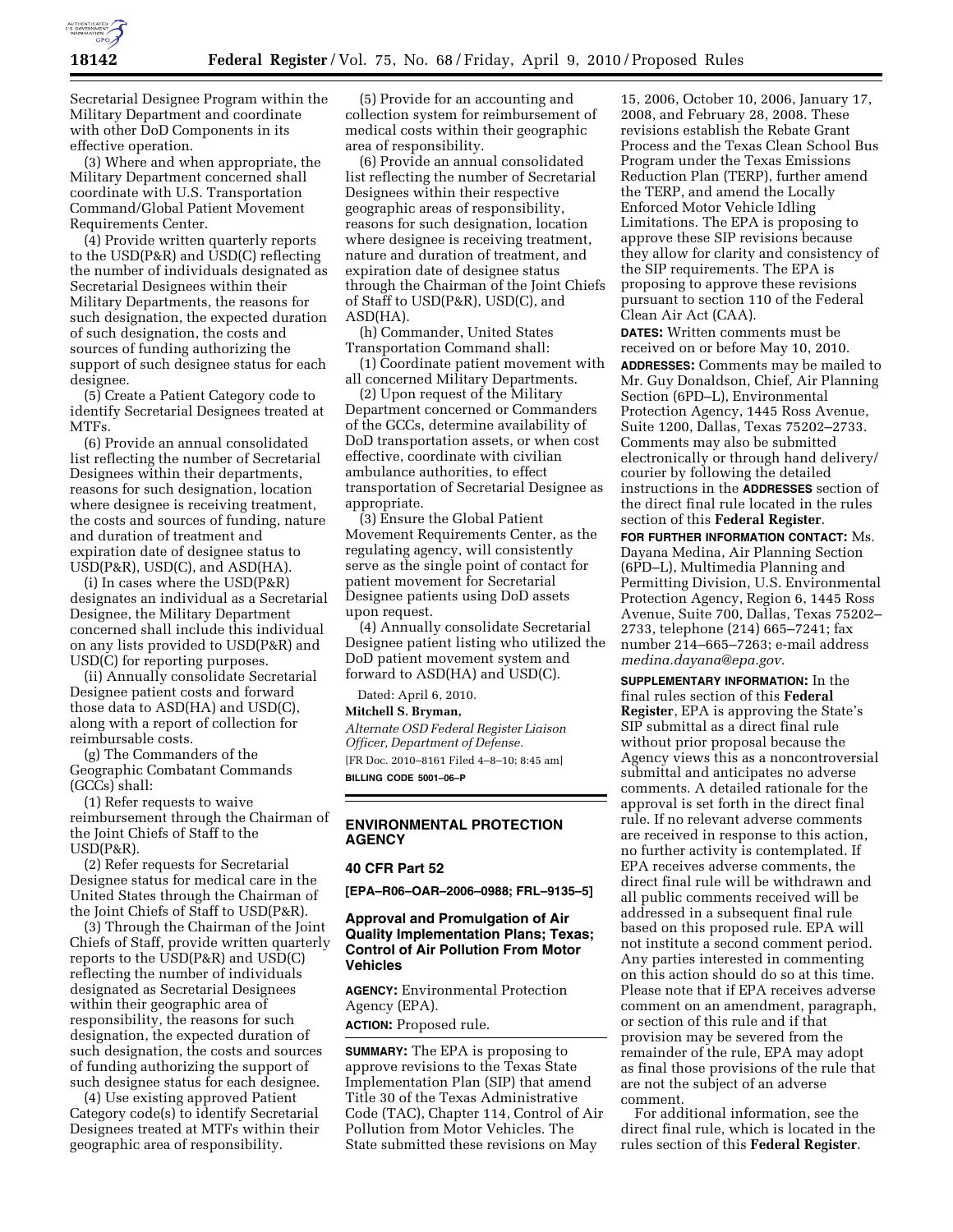Secretarial Designee Program within the Military Department and coordinate with other DoD Components in its effective operation.

(3) Where and when appropriate, the Military Department concerned shall coordinate with U.S. Transportation Command/Global Patient Movement Requirements Center.

(4) Provide written quarterly reports to the USD(P&R) and USD(C) reflecting the number of individuals designated as Secretarial Designees within their Military Departments, the reasons for such designation, the expected duration of such designation, the costs and sources of funding authorizing the support of such designee status for each designee.

(5) Create a Patient Category code to identify Secretarial Designees treated at MTFs.

(6) Provide an annual consolidated list reflecting the number of Secretarial Designees within their departments, reasons for such designation, location where designee is receiving treatment, the costs and sources of funding, nature and duration of treatment and expiration date of designee status to USD(P&R), USD(C), and ASD(HA).

(i) In cases where the USD(P&R) designates an individual as a Secretarial Designee, the Military Department concerned shall include this individual on any lists provided to USD(P&R) and USD(C) for reporting purposes.

(ii) Annually consolidate Secretarial Designee patient costs and forward those data to ASD(HA) and USD(C), along with a report of collection for reimbursable costs.

(g) The Commanders of the Geographic Combatant Commands (GCCs) shall:

(1) Refer requests to waive reimbursement through the Chairman of the Joint Chiefs of Staff to the USD(P&R).

(2) Refer requests for Secretarial Designee status for medical care in the United States through the Chairman of the Joint Chiefs of Staff to USD(P&R).

(3) Through the Chairman of the Joint Chiefs of Staff, provide written quarterly reports to the USD(P&R) and USD(C) reflecting the number of individuals designated as Secretarial Designees within their geographic area of responsibility, the reasons for such designation, the expected duration of such designation, the costs and sources of funding authorizing the support of such designee status for each designee.

(4) Use existing approved Patient Category code(s) to identify Secretarial Designees treated at MTFs within their geographic area of responsibility.

(5) Provide for an accounting and collection system for reimbursement of medical costs within their geographic area of responsibility.

(6) Provide an annual consolidated list reflecting the number of Secretarial Designees within their respective geographic areas of responsibility, reasons for such designation, location where designee is receiving treatment, nature and duration of treatment, and expiration date of designee status through the Chairman of the Joint Chiefs of Staff to USD(P&R), USD(C), and ASD(HA).

(h) Commander, United States Transportation Command shall:

(1) Coordinate patient movement with all concerned Military Departments.

(2) Upon request of the Military Department concerned or Commanders of the GCCs, determine availability of DoD transportation assets, or when cost effective, coordinate with civilian ambulance authorities, to effect transportation of Secretarial Designee as appropriate.

(3) Ensure the Global Patient Movement Requirements Center, as the regulating agency, will consistently serve as the single point of contact for patient movement for Secretarial Designee patients using DoD assets upon request.

(4) Annually consolidate Secretarial Designee patient listing who utilized the DoD patient movement system and forward to ASD(HA) and USD(C).

Dated: April 6, 2010.

**Mitchell S. Bryman,**

*Alternate OSD Federal Register Liaison Officer, Department of Defense.*

[FR Doc. 2010–8161 Filed 4–8–10; 8:45 am]

**BILLING CODE 5001–06–P**

## ENVIRONMENTAL PROTECTION AGENCY

### 40 CFR Part 52

**[EPA–R06–OAR–2006–0988; FRL–9135–5]**

### Approval and Promulgation of Air Quality Implementation Plans; Texas; Control of Air Pollution From Motor Vehicles

**AGENCY:** Environmental Protection Agency (EPA).

**ACTION:** Proposed rule.

**SUMMARY:** The EPA is proposing to approve revisions to the Texas State Implementation Plan (SIP) that amend Title 30 of the Texas Administrative Code (TAC), Chapter 114, Control of Air Pollution from Motor Vehicles. The State submitted these revisions on May 15, 2006, October 10, 2006, January 17, 2008, and February 28, 2008. These revisions establish the Rebate Grant Process and the Texas Clean School Bus Program under the Texas Emissions Reduction Plan (TERP), further amend the TERP, and amend the Locally Enforced Motor Vehicle Idling Limitations. The EPA is proposing to approve these SIP revisions because they allow for clarity and consistency of the SIP requirements. The EPA is proposing to approve these revisions pursuant to section 110 of the Federal Clean Air Act (CAA).

**DATES:** Written comments must be received on or before May 10, 2010.

**ADDRESSES:** Comments may be mailed to Mr. Guy Donaldson, Chief, Air Planning Section (6PD–L), Environmental Protection Agency, 1445 Ross Avenue, Suite 1200, Dallas, Texas 75202–2733. Comments may also be submitted electronically or through hand delivery/courier by following the detailed instructions in the **ADDRESSES** section of the direct final rule located in the rules section of this **Federal Register**.

**FOR FURTHER INFORMATION CONTACT:** Ms. Dayana Medina, Air Planning Section (6PD–L), Multimedia Planning and Permitting Division, U.S. Environmental Protection Agency, Region 6, 1445 Ross Avenue, Suite 700, Dallas, Texas 75202–2733, telephone (214) 665–7241; fax number 214–665–7263; e-mail address *medina.dayana@epa.gov.*

**SUPPLEMENTARY INFORMATION:** In the final rules section of this **Federal Register**, EPA is approving the State's SIP submittal as a direct final rule without prior proposal because the Agency views this as a noncontroversial submittal and anticipates no adverse comments. A detailed rationale for the approval is set forth in the direct final rule. If no relevant adverse comments are received in response to this action, no further activity is contemplated. If EPA receives adverse comments, the direct final rule will be withdrawn and all public comments received will be addressed in a subsequent final rule based on this proposed rule. EPA will not institute a second comment period. Any parties interested in commenting on this action should do so at this time. Please note that if EPA receives adverse comment on an amendment, paragraph, or section of this rule and if that provision may be severed from the remainder of the rule, EPA may adopt as final those provisions of the rule that are not the subject of an adverse comment.

For additional information, see the direct final rule, which is located in the rules section of this **Federal Register**.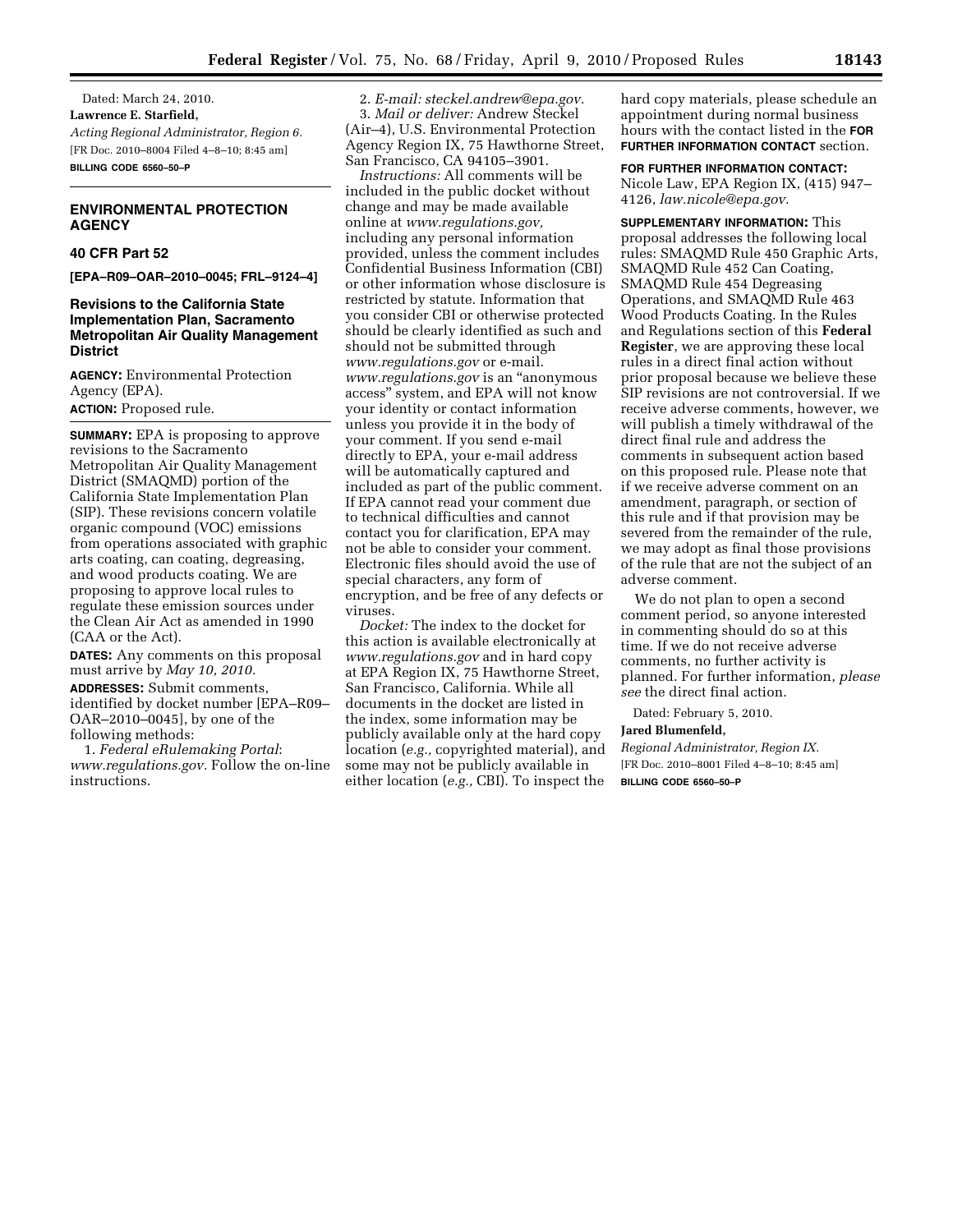Dated: March 24, 2010.

**Lawrence E. Starfield,**

*Acting Regional Administrator, Region 6.*

[FR Doc. 2010–8004 Filed 4–8–10; 8:45 am]

**BILLING CODE 6560–50–P**

---

## ENVIRONMENTAL PROTECTION AGENCY

### 40 CFR Part 52

**[EPA–R09–OAR–2010–0045; FRL–9124–4]**

### Revisions to the California State Implementation Plan, Sacramento Metropolitan Air Quality Management District

**AGENCY:** Environmental Protection Agency (EPA).

**ACTION:** Proposed rule.

**SUMMARY:** EPA is proposing to approve revisions to the Sacramento Metropolitan Air Quality Management District (SMAQMD) portion of the California State Implementation Plan (SIP). These revisions concern volatile organic compound (VOC) emissions from operations associated with graphic arts coating, can coating, degreasing, and wood products coating. We are proposing to approve local rules to regulate these emission sources under the Clean Air Act as amended in 1990 (CAA or the Act).

**DATES:** Any comments on this proposal must arrive by *May 10, 2010.*

**ADDRESSES:** Submit comments, identified by docket number [EPA–R09–OAR–2010–0045], by one of the following methods:

1. *Federal eRulemaking Portal*: *www.regulations.gov.* Follow the on-line instructions.
2. *E-mail: steckel.andrew@epa.gov.*
3. *Mail or deliver:* Andrew Steckel (Air–4), U.S. Environmental Protection Agency Region IX, 75 Hawthorne Street, San Francisco, CA 94105–3901.

*Instructions:* All comments will be included in the public docket without change and may be made available online at *www.regulations.gov,* including any personal information provided, unless the comment includes Confidential Business Information (CBI) or other information whose disclosure is restricted by statute. Information that you consider CBI or otherwise protected should be clearly identified as such and should not be submitted through *www.regulations.gov* or e-mail. *www.regulations.gov* is an "anonymous access" system, and EPA will not know your identity or contact information unless you provide it in the body of your comment. If you send e-mail directly to EPA, your e-mail address will be automatically captured and included as part of the public comment. If EPA cannot read your comment due to technical difficulties and cannot contact you for clarification, EPA may not be able to consider your comment. Electronic files should avoid the use of special characters, any form of encryption, and be free of any defects or viruses.

*Docket:* The index to the docket for this action is available electronically at *www.regulations.gov* and in hard copy at EPA Region IX, 75 Hawthorne Street, San Francisco, California. While all documents in the docket are listed in the index, some information may be publicly available only at the hard copy location (*e.g.,* copyrighted material), and some may not be publicly available in either location (*e.g.,* CBI). To inspect the hard copy materials, please schedule an appointment during normal business hours with the contact listed in the **FOR FURTHER INFORMATION CONTACT** section.

**FOR FURTHER INFORMATION CONTACT:** Nicole Law, EPA Region IX, (415) 947–4126, *law.nicole@epa.gov.*

**SUPPLEMENTARY INFORMATION:** This proposal addresses the following local rules: SMAQMD Rule 450 Graphic Arts, SMAQMD Rule 452 Can Coating, SMAQMD Rule 454 Degreasing Operations, and SMAQMD Rule 463 Wood Products Coating. In the Rules and Regulations section of this **Federal Register**, we are approving these local rules in a direct final action without prior proposal because we believe these SIP revisions are not controversial. If we receive adverse comments, however, we will publish a timely withdrawal of the direct final rule and address the comments in subsequent action based on this proposed rule. Please note that if we receive adverse comment on an amendment, paragraph, or section of this rule and if that provision may be severed from the remainder of the rule, we may adopt as final those provisions of the rule that are not the subject of an adverse comment.

We do not plan to open a second comment period, so anyone interested in commenting should do so at this time. If we do not receive adverse comments, no further activity is planned. For further information, *please see* the direct final action.

Dated: February 5, 2010.

**Jared Blumenfeld,**

*Regional Administrator, Region IX.*

[FR Doc. 2010–8001 Filed 4–8–10; 8:45 am]

**BILLING CODE 6560–50–P**